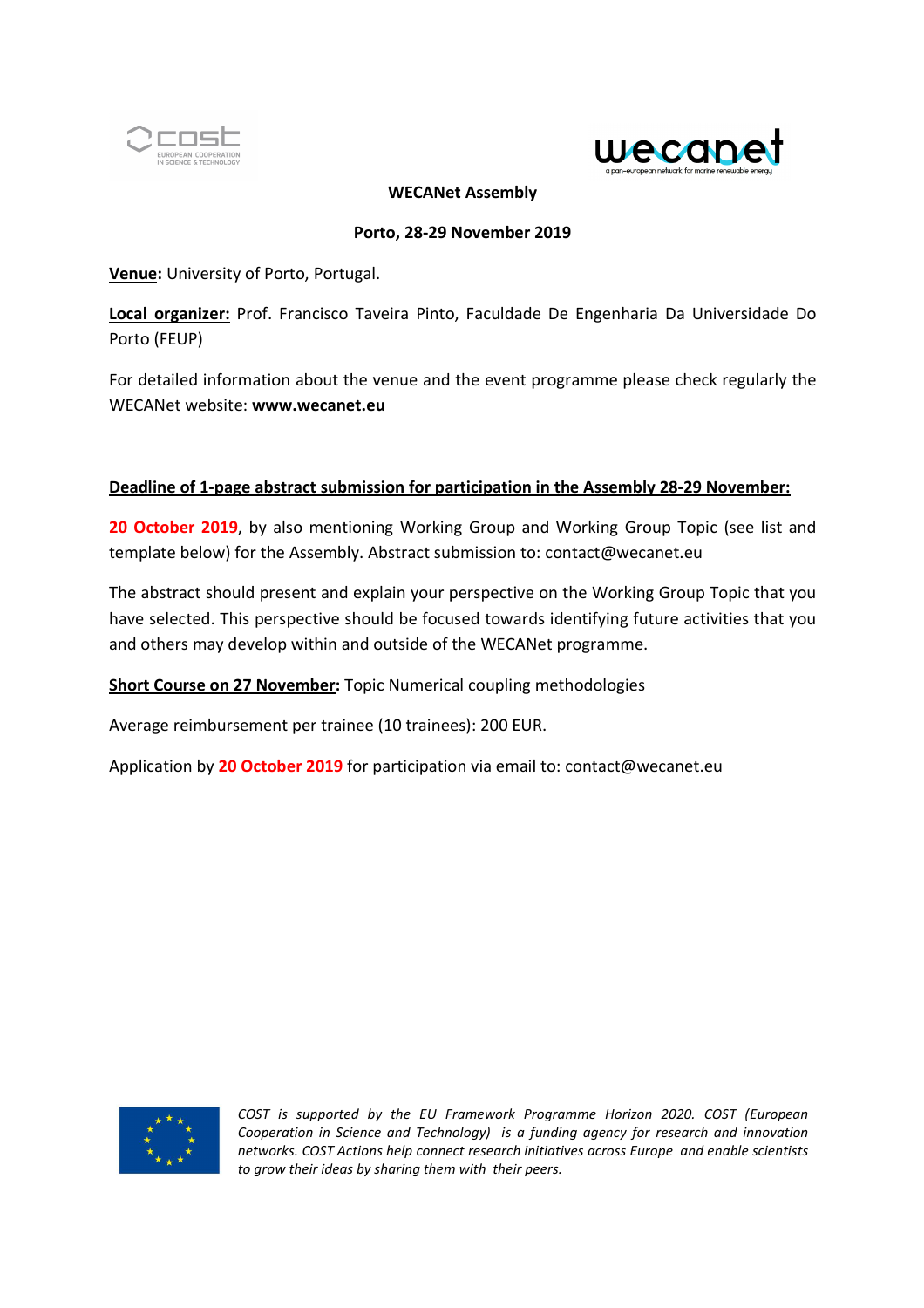# WECANet Assembly

## Porto, 28-29 November 2019

**Venue:** University of Porto, Portugal.

**Local organizer:** Prof. Francisco Taveira Pinto, Faculdade De Engenharia Da Universidade Do Porto (FEUP)

For detailed information about the venue and the event programme please check regularly the WECANet website: **www.wecanet.eu**

**Deadline of 1-page abstract submission for participation in the Assembly 28-29 November:**

**20 October 2019**, by also mentioning Working Group and Working Group Topic (see list and template below) for the Assembly. Abstract submission to: contact@wecanet.eu

The abstract should present and explain your perspective on the Working Group Topic that you have selected. This perspective should be focused towards identifying future activities that you and others may develop within and outside of the WECANet programme.

**Short Course on 27 November:** Topic Numerical coupling methodologies

Average reimbursement per trainee (10 trainees): 200 EUR.

Application by **20 October 2019** for participation via email to: contact@wecanet.eu

*COST is supported by the EU Framework Programme Horizon 2020. COST (European Cooperation in Science and Technology) is a funding agency for research and innovation networks. COST Actions help connect research initiatives across Europe and enable scientists to grow their ideas by sharing them with their peers.*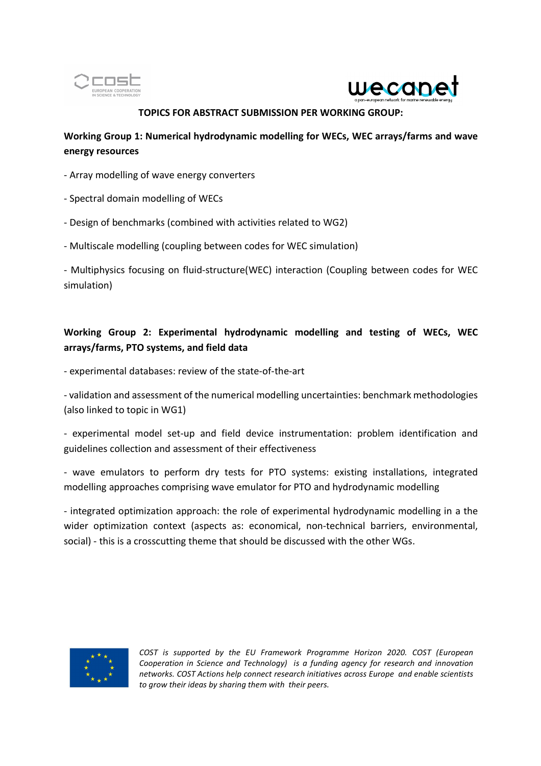**TOPICS FOR ABSTRACT SUBMISSION PER WORKING GROUP:**

**Working Group 1: Numerical hydrodynamic modelling for WECs, WEC arrays/farms and wave energy resources**

- Array modelling of wave energy converters

- Spectral domain modelling of WECs

- Design of benchmarks (combined with activities related to WG2)

- Multiscale modelling (coupling between codes for WEC simulation)

- Multiphysics focusing on fluid-structure(WEC) interaction (Coupling between codes for WEC simulation)

**Working Group 2: Experimental hydrodynamic modelling and testing of WECs, WEC arrays/farms, PTO systems, and field data**

- experimental databases: review of the state-of-the-art

- validation and assessment of the numerical modelling uncertainties: benchmark methodologies (also linked to topic in WG1)

- experimental model set-up and field device instrumentation: problem identification and guidelines collection and assessment of their effectiveness

- wave emulators to perform dry tests for PTO systems: existing installations, integrated modelling approaches comprising wave emulator for PTO and hydrodynamic modelling

- integrated optimization approach: the role of experimental hydrodynamic modelling in a the wider optimization context (aspects as: economical, non-technical barriers, environmental, social) - this is a crosscutting theme that should be discussed with the other WGs.

*COST is supported by the EU Framework Programme Horizon 2020. COST (European Cooperation in Science and Technology) is a funding agency for research and innovation networks. COST Actions help connect research initiatives across Europe and enable scientists to grow their ideas by sharing them with their peers.*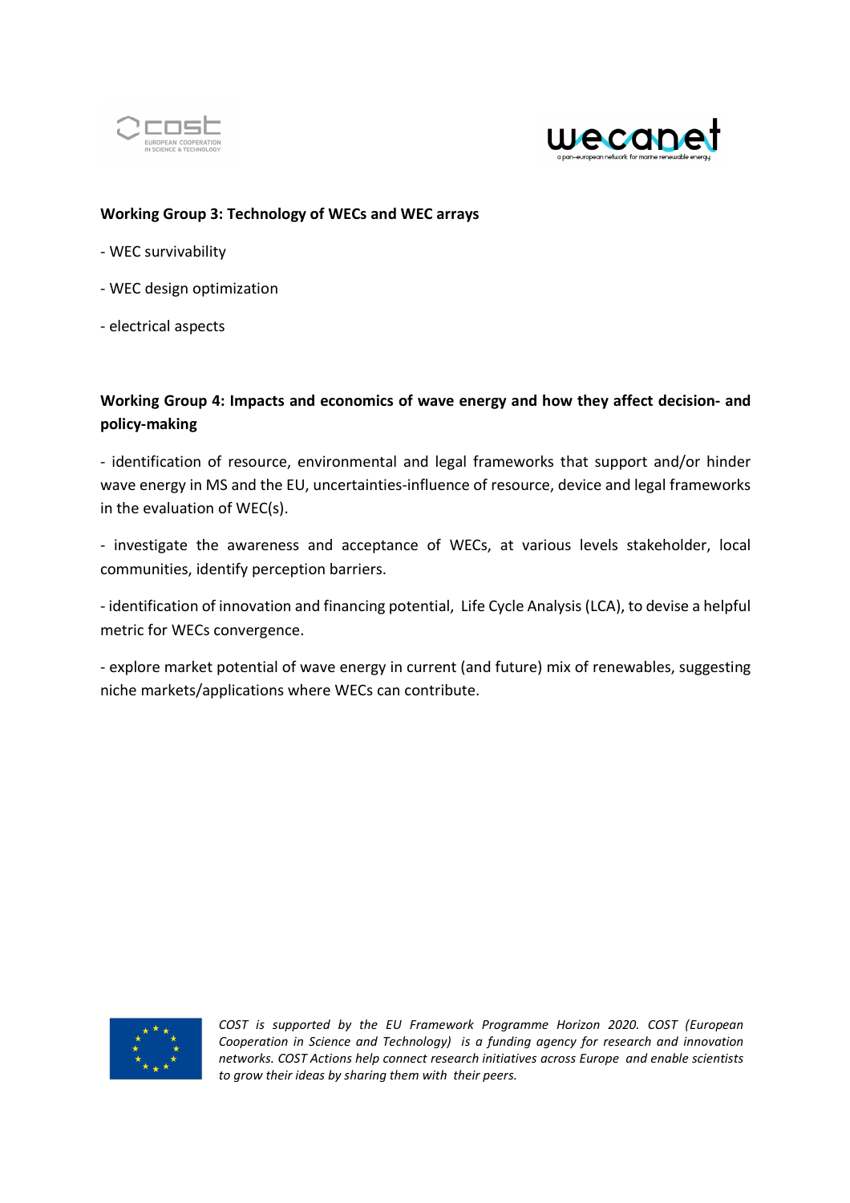**Working Group 3: Technology of WECs and WEC arrays**

- WEC survivability

- WEC design optimization

- electrical aspects

**Working Group 4: Impacts and economics of wave energy and how they affect decision- and policy-making**

- identification of resource, environmental and legal frameworks that support and/or hinder wave energy in MS and the EU, uncertainties-influence of resource, device and legal frameworks in the evaluation of WEC(s).

- investigate the awareness and acceptance of WECs, at various levels stakeholder, local communities, identify perception barriers.

- identification of innovation and financing potential, Life Cycle Analysis (LCA), to devise a helpful metric for WECs convergence.

- explore market potential of wave energy in current (and future) mix of renewables, suggesting niche markets/applications where WECs can contribute.

*COST is supported by the EU Framework Programme Horizon 2020. COST (European Cooperation in Science and Technology) is a funding agency for research and innovation networks. COST Actions help connect research initiatives across Europe and enable scientists to grow their ideas by sharing them with their peers.*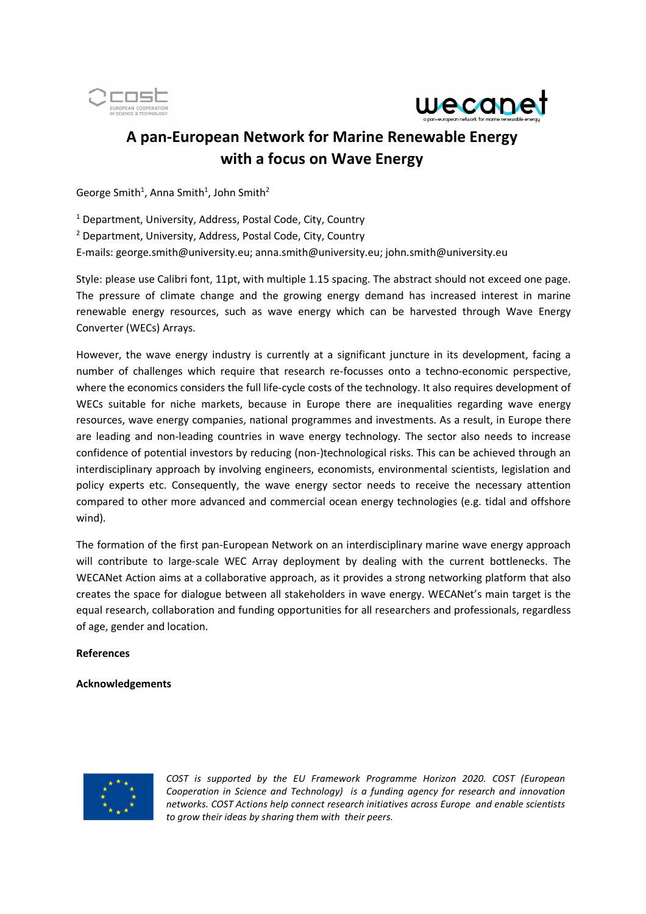# A pan-European Network for Marine Renewable Energy with a focus on Wave Energy

George Smith[1], Anna Smith[1], John Smith[2]

[1] Department, University, Address, Postal Code, City, Country
[2] Department, University, Address, Postal Code, City, Country
E-mails: george.smith@university.eu; anna.smith@university.eu; john.smith@university.eu

Style: please use Calibri font, 11pt, with multiple 1.15 spacing. The abstract should not exceed one page. The pressure of climate change and the growing energy demand has increased interest in marine renewable energy resources, such as wave energy which can be harvested through Wave Energy Converter (WECs) Arrays.

However, the wave energy industry is currently at a significant juncture in its development, facing a number of challenges which require that research re-focusses onto a techno-economic perspective, where the economics considers the full life-cycle costs of the technology. It also requires development of WECs suitable for niche markets, because in Europe there are inequalities regarding wave energy resources, wave energy companies, national programmes and investments. As a result, in Europe there are leading and non-leading countries in wave energy technology. The sector also needs to increase confidence of potential investors by reducing (non-)technological risks. This can be achieved through an interdisciplinary approach by involving engineers, economists, environmental scientists, legislation and policy experts etc. Consequently, the wave energy sector needs to receive the necessary attention compared to other more advanced and commercial ocean energy technologies (e.g. tidal and offshore wind).

The formation of the first pan-European Network on an interdisciplinary marine wave energy approach will contribute to large-scale WEC Array deployment by dealing with the current bottlenecks. The WECANet Action aims at a collaborative approach, as it provides a strong networking platform that also creates the space for dialogue between all stakeholders in wave energy. WECANet's main target is the equal research, collaboration and funding opportunities for all researchers and professionals, regardless of age, gender and location.

**References**

**Acknowledgements**

*COST is supported by the EU Framework Programme Horizon 2020. COST (European Cooperation in Science and Technology) is a funding agency for research and innovation networks. COST Actions help connect research initiatives across Europe and enable scientists to grow their ideas by sharing them with their peers.*